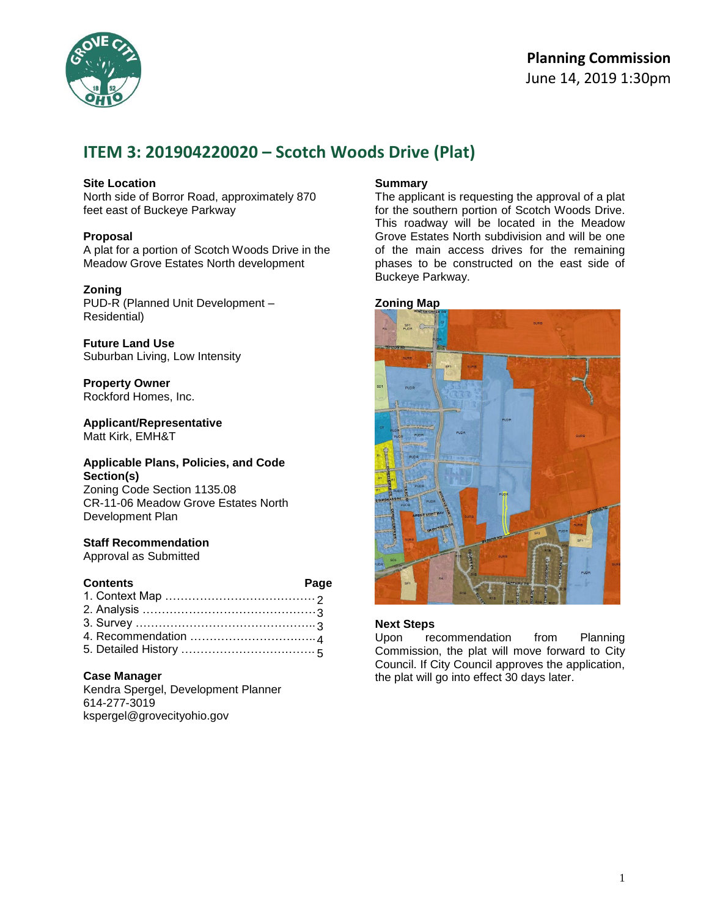Planning Commission
June 14, 2019 1:30pm

# ITEM 3: 201904220020 – Scotch Woods Drive (Plat)

**Site Location**
North side of Borror Road, approximately 870 feet east of Buckeye Parkway

**Proposal**
A plat for a portion of Scotch Woods Drive in the Meadow Grove Estates North development

**Zoning**
PUD-R (Planned Unit Development – Residential)

**Future Land Use**
Suburban Living, Low Intensity

**Property Owner**
Rockford Homes, Inc.

**Applicant/Representative**
Matt Kirk, EMH&T

**Applicable Plans, Policies, and Code Section(s)**
Zoning Code Section 1135.08
CR-11-06 Meadow Grove Estates North Development Plan

**Staff Recommendation**
Approval as Submitted

| Contents | Page |
|---|---|
| 1. Context Map | 2 |
| 2. Analysis | 3 |
| 3. Survey | 3 |
| 4. Recommendation | 4 |
| 5. Detailed History | 5 |

**Case Manager**
Kendra Spergel, Development Planner
614-277-3019
kspergel@grovecityohio.gov

**Summary**
The applicant is requesting the approval of a plat for the southern portion of Scotch Woods Drive. This roadway will be located in the Meadow Grove Estates North subdivision and will be one of the main access drives for the remaining phases to be constructed on the east side of Buckeye Parkway.

**Zoning Map**

**Next Steps**
Upon recommendation from Planning Commission, the plat will move forward to City Council. If City Council approves the application, the plat will go into effect 30 days later.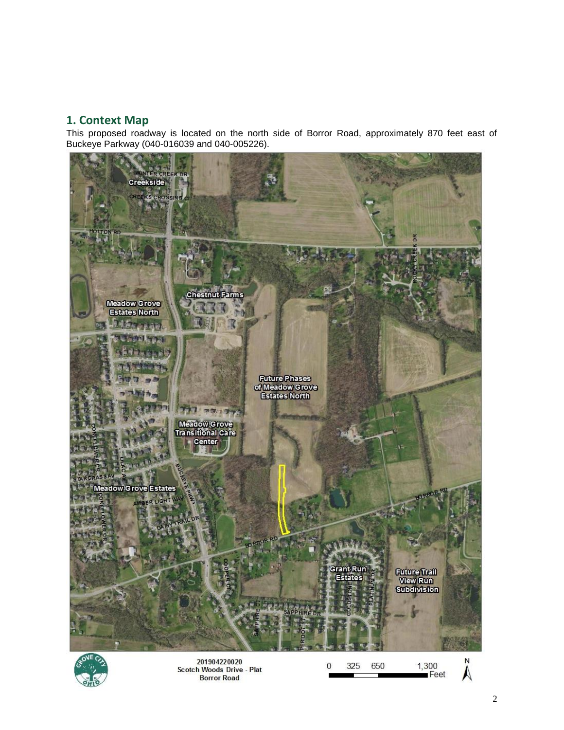## 1. Context Map

This proposed roadway is located on the north side of Borror Road, approximately 870 feet east of Buckeye Parkway (040-016039 and 040-005226).

201904220020
Scotch Woods Drive - Plat
Borror Road

0 325 650 1,300 Feet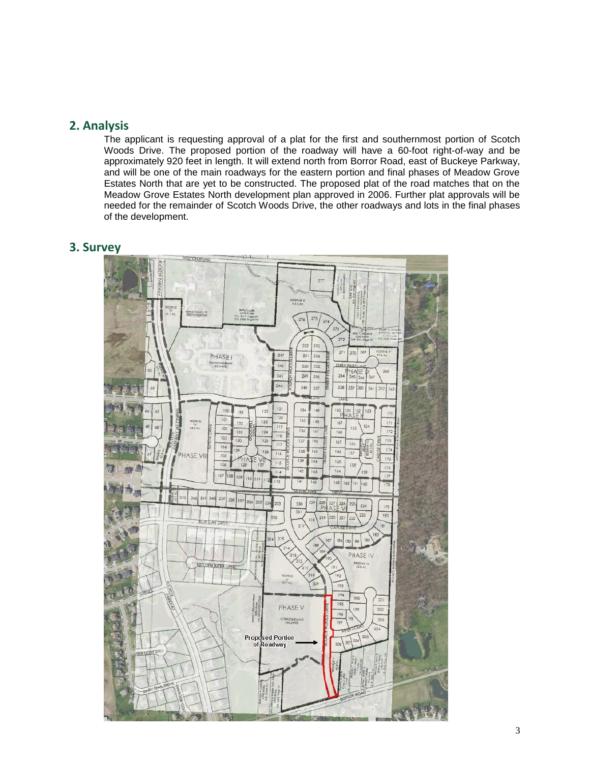## 2. Analysis

The applicant is requesting approval of a plat for the first and southernmost portion of Scotch Woods Drive. The proposed portion of the roadway will have a 60-foot right-of-way and be approximately 920 feet in length. It will extend north from Borror Road, east of Buckeye Parkway, and will be one of the main roadways for the eastern portion and final phases of Meadow Grove Estates North that are yet to be constructed. The proposed plat of the road matches that on the Meadow Grove Estates North development plan approved in 2006. Further plat approvals will be needed for the remainder of Scotch Woods Drive, the other roadways and lots in the final phases of the development.

## 3. Survey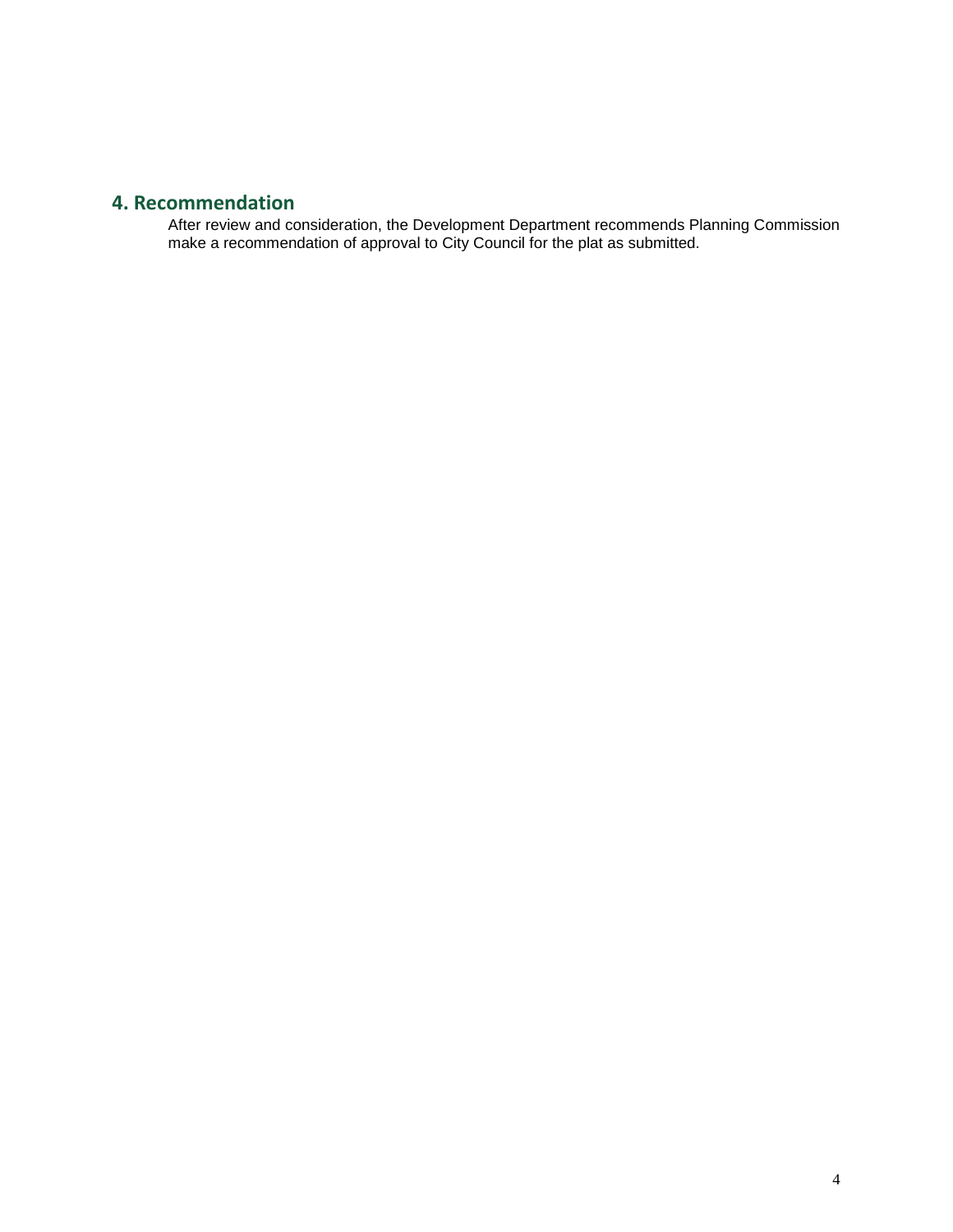## 4. Recommendation

After review and consideration, the Development Department recommends Planning Commission make a recommendation of approval to City Council for the plat as submitted.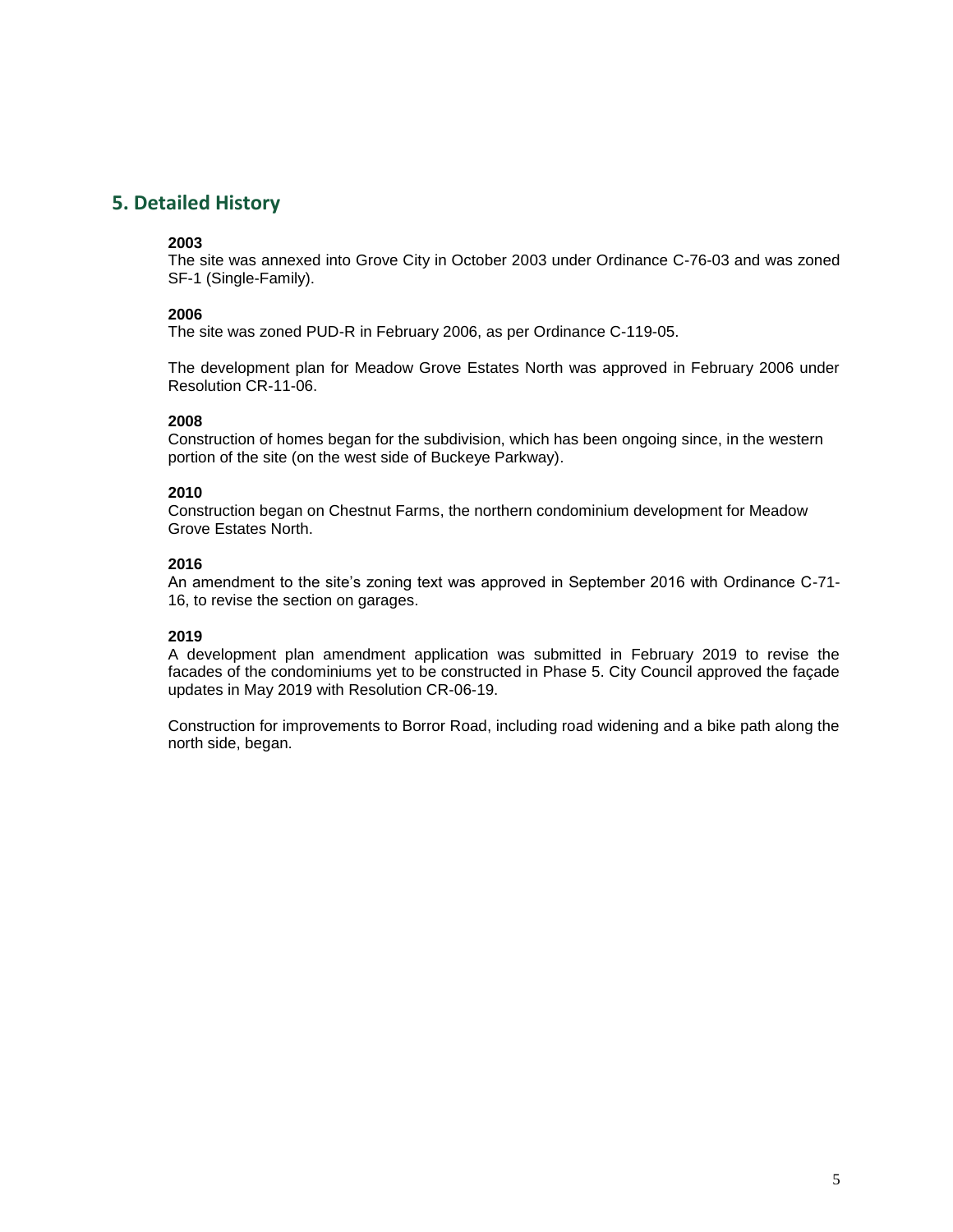## 5. Detailed History

**2003**

The site was annexed into Grove City in October 2003 under Ordinance C-76-03 and was zoned SF-1 (Single-Family).

**2006**

The site was zoned PUD-R in February 2006, as per Ordinance C-119-05.

The development plan for Meadow Grove Estates North was approved in February 2006 under Resolution CR-11-06.

**2008**

Construction of homes began for the subdivision, which has been ongoing since, in the western portion of the site (on the west side of Buckeye Parkway).

**2010**

Construction began on Chestnut Farms, the northern condominium development for Meadow Grove Estates North.

**2016**

An amendment to the site's zoning text was approved in September 2016 with Ordinance C-71-16, to revise the section on garages.

**2019**

A development plan amendment application was submitted in February 2019 to revise the facades of the condominiums yet to be constructed in Phase 5. City Council approved the façade updates in May 2019 with Resolution CR-06-19.

Construction for improvements to Borror Road, including road widening and a bike path along the north side, began.